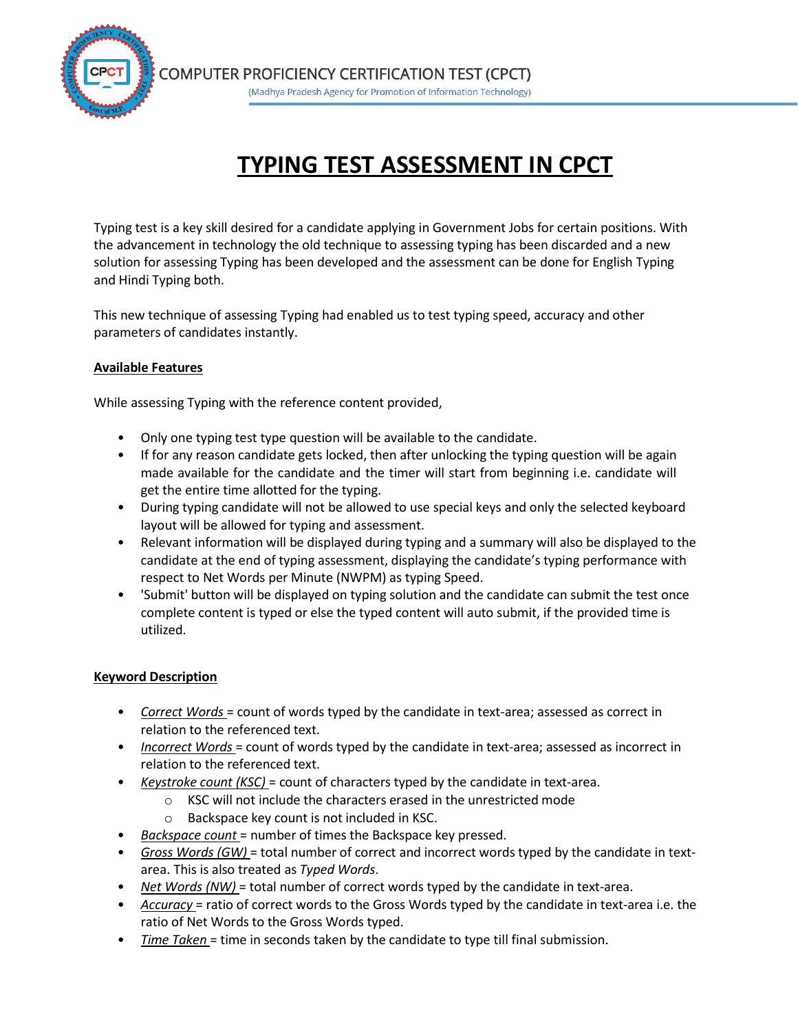COMPUTER PROFICIENCY CERTIFICATION TEST (CPCT)

(Madhya Pradesh Agency for Promotion of Information Technology)

# TYPING TEST ASSESSMENT IN CPCT

Typing test is a key skill desired for a candidate applying in Government Jobs for certain positions. With the advancement in technology the old technique to assessing typing has been discarded and a new solution for assessing Typing has been developed and the assessment can be done for English Typing and Hindi Typing both.

This new technique of assessing Typing had enabled us to test typing speed, accuracy and other parameters of candidates instantly.

## Available Features

While assessing Typing with the reference content provided,

- Only one typing test type question will be available to the candidate.
- If for any reason candidate gets locked, then after unlocking the typing question will be again made available for the candidate and the timer will start from beginning i.e. candidate will get the entire time allotted for the typing.
- During typing candidate will not be allowed to use special keys and only the selected keyboard layout will be allowed for typing and assessment.
- Relevant information will be displayed during typing and a summary will also be displayed to the candidate at the end of typing assessment, displaying the candidate's typing performance with respect to Net Words per Minute (NWPM) as typing Speed.
- 'Submit' button will be displayed on typing solution and the candidate can submit the test once complete content is typed or else the typed content will auto submit, if the provided time is utilized.

## Keyword Description

- *Correct Words* = count of words typed by the candidate in text-area; assessed as correct in relation to the referenced text.
- *Incorrect Words* = count of words typed by the candidate in text-area; assessed as incorrect in relation to the referenced text.
- *Keystroke count (KSC)* = count of characters typed by the candidate in text-area.
  - KSC will not include the characters erased in the unrestricted mode
  - Backspace key count is not included in KSC.
- *Backspace count* = number of times the Backspace key pressed.
- *Gross Words (GW)* = total number of correct and incorrect words typed by the candidate in text-area. This is also treated as *Typed Words*.
- *Net Words (NW)* = total number of correct words typed by the candidate in text-area.
- *Accuracy* = ratio of correct words to the Gross Words typed by the candidate in text-area i.e. the ratio of Net Words to the Gross Words typed.
- *Time Taken* = time in seconds taken by the candidate to type till final submission.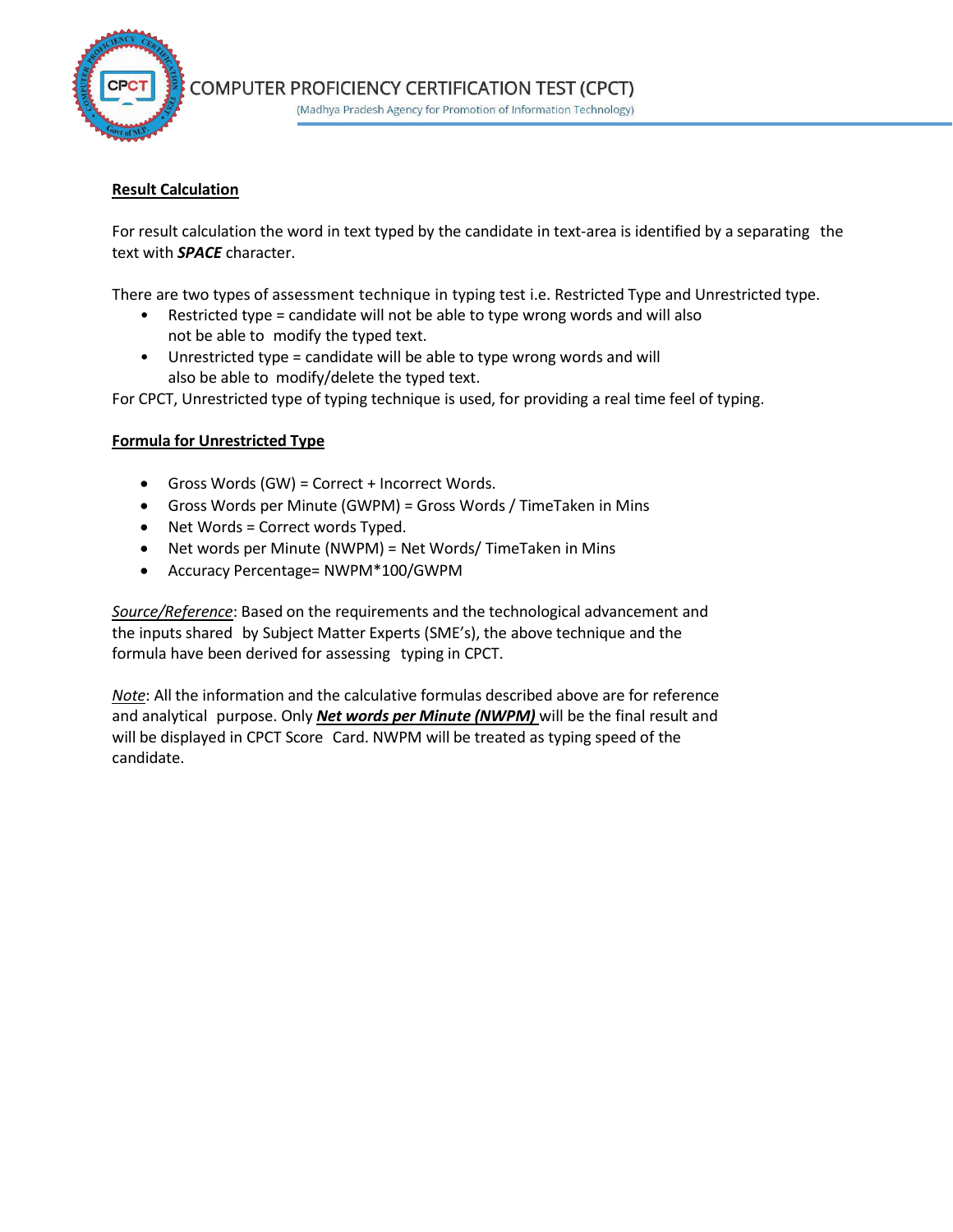## Result Calculation

For result calculation the word in text typed by the candidate in text-area is identified by a separating the text with ***SPACE*** character.

There are two types of assessment technique in typing test i.e. Restricted Type and Unrestricted type.

- Restricted type = candidate will not be able to type wrong words and will also not be able to modify the typed text.
- Unrestricted type = candidate will be able to type wrong words and will also be able to modify/delete the typed text.

For CPCT, Unrestricted type of typing technique is used, for providing a real time feel of typing.

## Formula for Unrestricted Type

- Gross Words (GW) = Correct + Incorrect Words.
- Gross Words per Minute (GWPM) = Gross Words / TimeTaken in Mins
- Net Words = Correct words Typed.
- Net words per Minute (NWPM) = Net Words/ TimeTaken in Mins
- Accuracy Percentage= NWPM*100/GWPM

*Source/Reference*: Based on the requirements and the technological advancement and the inputs shared by Subject Matter Experts (SME's), the above technique and the formula have been derived for assessing typing in CPCT.

*Note*: All the information and the calculative formulas described above are for reference and analytical purpose. Only ***Net words per Minute (NWPM)*** will be the final result and will be displayed in CPCT Score Card. NWPM will be treated as typing speed of the candidate.